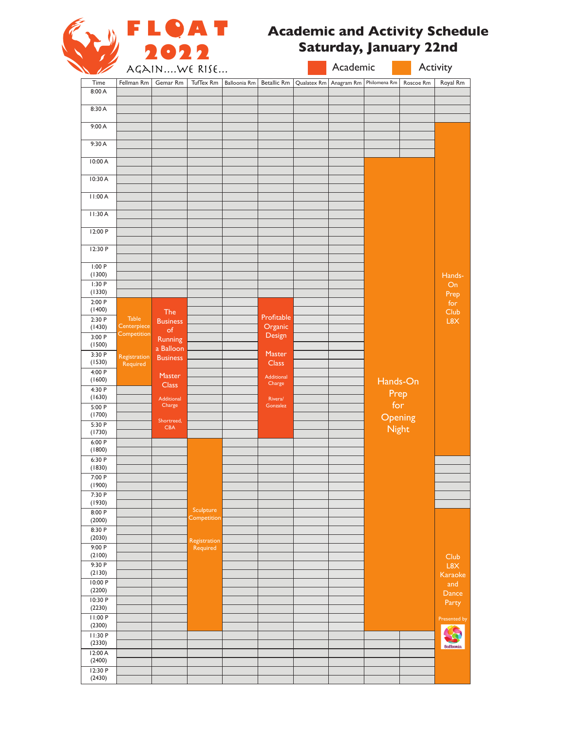# FLOAT 2022

AGAIN....WE RISE...

## Academic and Activity Schedule
## Saturday, January 22nd

Academic | Activity

| Time | Fellman Rm | Gemar Rm | TufTex Rm | Balloonia Rm | Betallic Rm | Qualatex Rm | Anagram Rm | Philomena Rm | Roscoe Rm | Royal Rm |
|---|---|---|---|---|---|---|---|---|---|---|
| 8:00 A | | | | | | | | | | |
| 8:30 A | | | | | | | | | | |
| 9:00 A | | | | | | | | | | Hands-On Prep for Club L8X (9:00 A – 6:30 P) |
| 9:30 A | | | | | | | | | | |
| 10:00 A | | | | | | | | Hands-On Prep for Opening Night (10:00 A – 11:30 P) | | |
| 10:30 A | | | | | | | | | | |
| 11:00 A | | | | | | | | | | |
| 11:30 A | | | | | | | | | | |
| 12:00 P | | | | | | | | | | |
| 12:30 P | | | | | | | | | | |
| 1:00 P (1300) | | | | | | | | | | |
| 1:30 P (1330) | | | | | | | | | | |
| 2:00 P (1400) | Table Centerpiece Competition — Registration Required (2:00 P – 4:30 P) | The Business of Running a Balloon Business Master Class — Additional Charge — Shortreed, CBA (2:00 P – 6:00 P) | | | Profitable Organic Design Master Class — Additional Charge — Rivera/Gonzalez (2:00 P – 6:00 P) | | | | | |
| 2:30 P (1430) | | | | | | | | | | |
| 3:00 P (1500) | | | | | | | | | | |
| 3:30 P (1530) | | | | | | | | | | |
| 4:00 P (1600) | | | | | | | | | | |
| 4:30 P (1630) | | | | | | | | | | |
| 5:00 P (1700) | | | | | | | | | | |
| 5:30 P (1730) | | | | | | | | | | |
| 6:00 P (1800) | | | Sculpture Competition — Registration Required (6:00 P – 11:30 P) | | | | | | | |
| 6:30 P (1830) | | | | | | | | | | |
| 7:00 P (1900) | | | | | | | | | | |
| 7:30 P (1930) | | | | | | | | | | |
| 8:00 P (2000) | | | | | | | | | | Club L8X Karaoke and Dance Party — Presented by Balloonia (8:00 P – 1:00 A) |
| 8:30 P (2030) | | | | | | | | | | |
| 9:00 P (2100) | | | | | | | | | | |
| 9:30 P (2130) | | | | | | | | | | |
| 10:00 P (2200) | | | | | | | | | | |
| 10:30 P (2230) | | | | | | | | | | |
| 11:00 P (2300) | | | | | | | | | | |
| 11:30 P (2330) | | | | | | | | | | |
| 12:00 A (2400) | | | | | | | | | | |
| 12:30 P (2430) | | | | | | | | | | |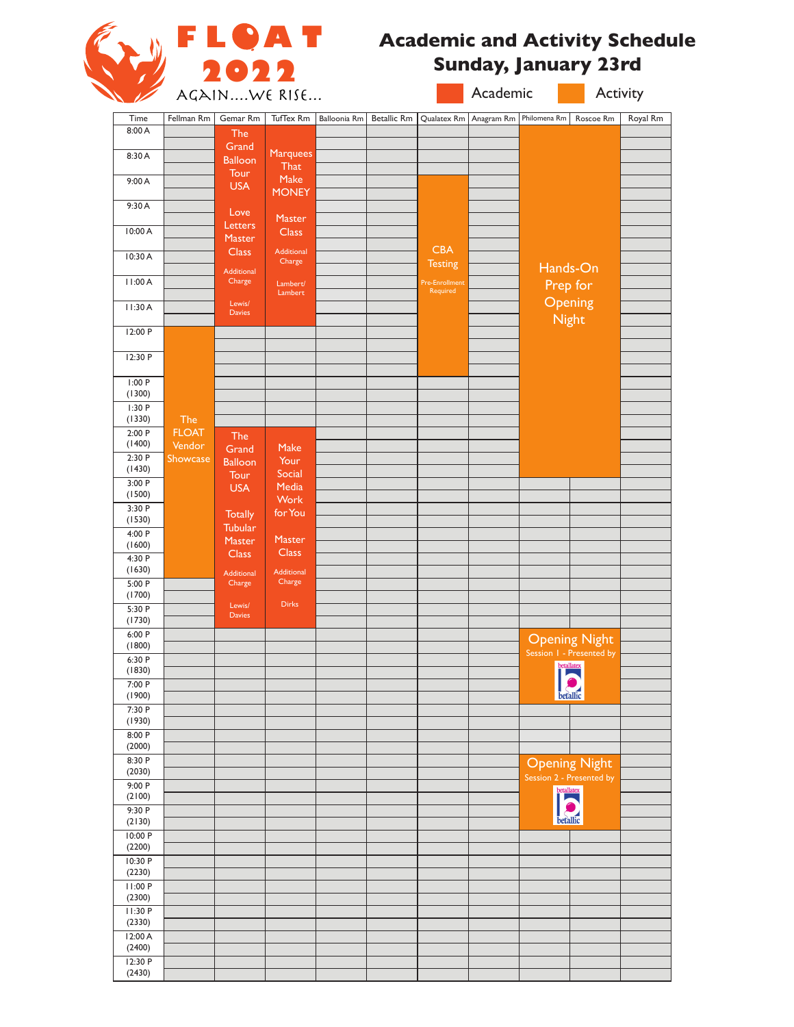# FLOAT 2022

AGAIN....WE RISE...

## Academic and Activity Schedule
## Sunday, January 23rd

Academic | Activity

| Time | Fellman Rm | Gemar Rm | TufTex Rm | Balloonia Rm | Betallic Rm | Qualatex Rm | Anagram Rm | Philomena Rm | Roscoe Rm | Royal Rm |
|---|---|---|---|---|---|---|---|---|---|---|
| 8:00 A | | The Grand Balloon Tour USA — Love Letters Master Class (Additional Charge) — Lewis/ Davies (Academic, 8:00 A – 12:00 P) | Marquees That Make MONEY Master Class (Additional Charge) — Lambert/ Lambert (Academic, 8:00 A – 12:00 P) | | | | | Hands-On Prep for Opening Night (Activity, 8:00 A – 3:00 P) | | |
| 8:30 A | | | | | | | | | | |
| 9:00 A | | | | | | CBA Testing (Pre-Enrollment Required) (Activity, 9:00 A – 1:00 P) | | | | |
| 9:30 A | | | | | | | | | | |
| 10:00 A | | | | | | | | | | |
| 10:30 A | | | | | | | | | | |
| 11:00 A | | | | | | | | | | |
| 11:30 A | | | | | | | | | | |
| 12:00 P | The FLOAT Vendor Showcase (Activity, 12:00 P – 5:00 P) | | | | | | | | | |
| 12:30 P | | | | | | | | | | |
| 1:00 P (1300) | | | | | | | | | | |
| 1:30 P (1330) | | | | | | | | | | |
| 2:00 P (1400) | | The Grand Balloon Tour USA — Totally Tubular Master Class (Additional Charge) — Lewis/ Davies (Academic, 2:00 P – 6:00 P) | Make Your Social Media Work for You Master Class (Additional Charge) — Dirks (Academic, 2:00 P – 6:00 P) | | | | | | | |
| 2:30 P (1430) | | | | | | | | | | |
| 3:00 P (1500) | | | | | | | | | | |
| 3:30 P (1530) | | | | | | | | | | |
| 4:00 P (1600) | | | | | | | | | | |
| 4:30 P (1630) | | | | | | | | | | |
| 5:00 P (1700) | | | | | | | | | | |
| 5:30 P (1730) | | | | | | | | | | |
| 6:00 P (1800) | | | | | | | | Opening Night Session 1 - Presented by betallatex / betallic (Activity, 6:00 P – 7:30 P) | | |
| 6:30 P (1830) | | | | | | | | | | |
| 7:00 P (1900) | | | | | | | | | | |
| 7:30 P (1930) | | | | | | | | | | |
| 8:00 P (2000) | | | | | | | | | | |
| 8:30 P (2030) | | | | | | | | Opening Night Session 2 - Presented by betallatex / betallic (Activity, 8:30 P – 10:00 P) | | |
| 9:00 P (2100) | | | | | | | | | | |
| 9:30 P (2130) | | | | | | | | | | |
| 10:00 P (2200) | | | | | | | | | | |
| 10:30 P (2230) | | | | | | | | | | |
| 11:00 P (2300) | | | | | | | | | | |
| 11:30 P (2330) | | | | | | | | | | |
| 12:00 A (2400) | | | | | | | | | | |
| 12:30 P (2430) | | | | | | | | | | |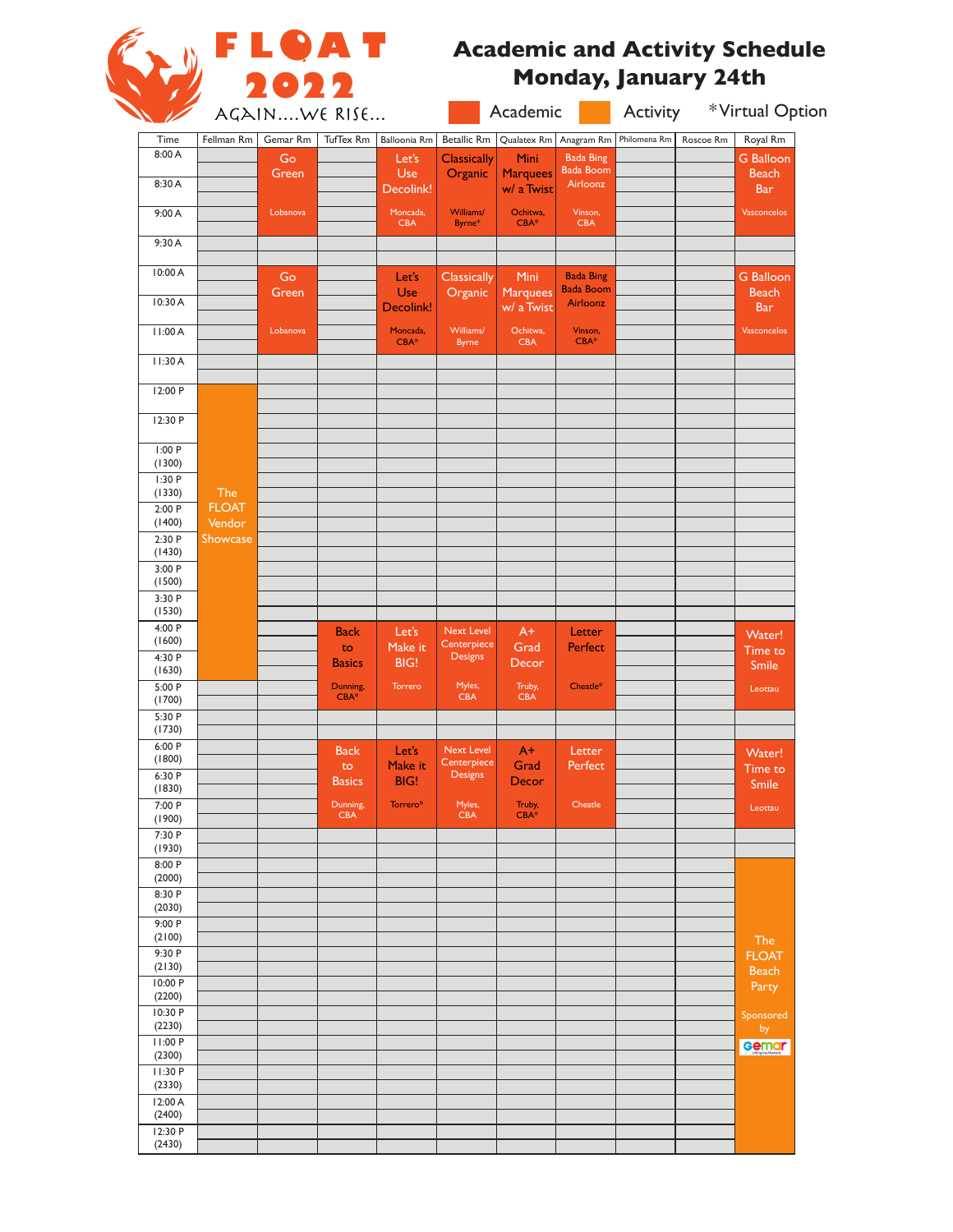# FLOAT 2022

AGAIN....WE RISE...

## Academic and Activity Schedule
## Monday, January 24th

Academic | Activity | *Virtual Option

| Time | Fellman Rm | Gemar Rm | TufTex Rm | Balloonia Rm | Betallic Rm | Qualatex Rm | Anagram Rm | Philomena Rm | Roscoe Rm | Royal Rm |
|---|---|---|---|---|---|---|---|---|---|---|
| 8:00 A – 9:30 A | | Go Green (Lobanova) | | Let's Use Decolink! (Moncada, CBA) | Classically Organic (Williams/ Byrne*) | Mini Marquees w/ a Twist (Ochitwa, CBA*) | Bada Bing Bada Boom Airloonz (Vinson, CBA) | | | G Balloon Beach Bar (Vasconcelos) |
| 10:00 A – 11:30 A | | Go Green (Lobanova) | | Let's Use Decolink! (Moncada, CBA*) | Classically Organic (Williams/ Byrne) | Mini Marquees w/ a Twist (Ochitwa, CBA) | Bada Bing Bada Boom Airloonz (Vinson, CBA*) | | | G Balloon Beach Bar (Vasconcelos) |
| 12:00 P – 5:00 P (1200–1700) | The FLOAT Vendor Showcase | | | | | | | | | |
| 4:00 P – 5:30 P (1600–1730) | | | Back to Basics (Dunning, CBA*) | Let's Make it BIG! (Torrero) | Next Level Centerpiece Designs (Myles, CBA) | A+ Grad Decor (Truby, CBA) | Letter Perfect (Cheatle*) | | | Water! Time to Smile (Leottau) |
| 6:00 P – 7:30 P (1800–1930) | | | Back to Basics (Dunning, CBA) | Let's Make it BIG! (Torrero*) | Next Level Centerpiece Designs (Myles, CBA) | A+ Grad Decor (Truby, CBA*) | Letter Perfect (Cheatle) | | | Water! Time to Smile (Leottau) |
| 8:00 P – 1:00 A (2000–2500) | | | | | | | | | | The FLOAT Beach Party (Sponsored by Gemar) |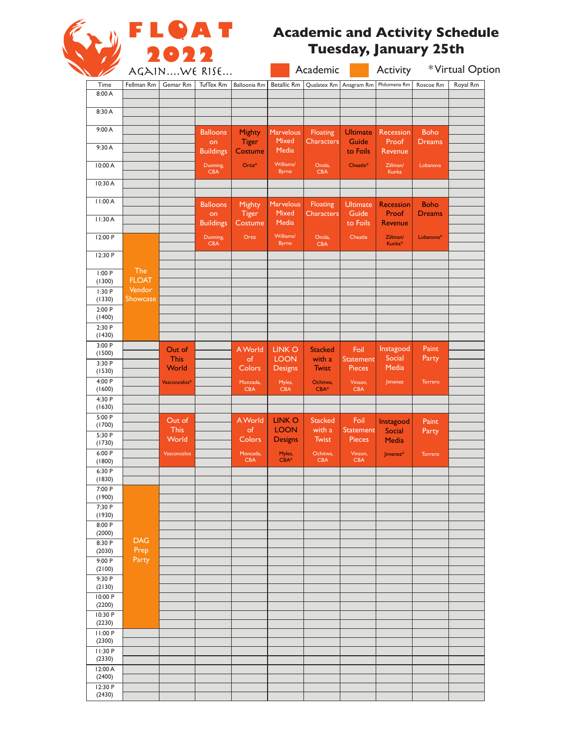# FLOAT 2022

AGAIN....WE RISE...

## Academic and Activity Schedule
## Tuesday, January 25th

Academic | Activity | *Virtual Option

| Time | Fellman Rm | Gemar Rm | TufTex Rm | Balloonia Rm | Betallic Rm | Qualatex Rm | Anagram Rm | Philomena Rm | Roscoe Rm | Royal Rm |
|---|---|---|---|---|---|---|---|---|---|---|
| 8:00 A | | | | | | | | | | |
| 8:30 A | | | | | | | | | | |
| 9:00 A – 10:00 A | | | Balloons on Buildings (Dunning, CBA) | Mighty Tiger Costume (Ortiz*) | Marvelous Mixed Media (Williams/ Byrne) | Floating Characters (Onida, CBA) | Ultimate Guide to Foils (Cheatle*) | Recession Proof Revenue (Zillman/ Kunka) | Boho Dreams (Lobanova) | |
| 10:30 A | | | | | | | | | | |
| 11:00 A – 12:00 P | | | Balloons on Buildings (Dunning, CBA) | Mighty Tiger Costume (Ortiz) | Marvelous Mixed Media (Williams/ Byrne) | Floating Characters (Onida, CBA) | Ultimate Guide to Foils (Cheatle) | Recession Proof Revenue (Zillman/ Kunka*) | Boho Dreams (Lobanova*) | |
| 12:00 P – 2:30 P (1430) | The FLOAT Vendor Showcase | | | | | | | | | |
| 3:00 P (1500) – 4:00 P (1600) | | Out of This World (Vasconcelos*) | | A World of Colors (Moncada, CBA) | LINK O LOON Designs (Myles, CBA) | Stacked with a Twist (Ochitwa, CBA*) | Foil Statement Pieces (Vinson, CBA) | Instagood Social Media (Jimenez) | Paint Party (Torrero) | |
| 4:30 P (1630) | | | | | | | | | | |
| 5:00 P (1700) – 6:00 P (1800) | | Out of This World (Vasconcelos) | | A World of Colors (Moncada, CBA) | LINK O LOON Designs (Myles, CBA*) | Stacked with a Twist (Ochitwa, CBA) | Foil Statement Pieces (Vinson, CBA) | Instagood Social Media (Jimenez*) | Paint Party (Torrero) | |
| 6:30 P (1830) | | | | | | | | | | |
| 7:00 P (1900) – 10:30 P (2230) | DAG Prep Party | | | | | | | | | |
| 11:00 P (2300) | | | | | | | | | | |
| 11:30 P (2330) | | | | | | | | | | |
| 12:00 A (2400) | | | | | | | | | | |
| 12:30 P (2430) | | | | | | | | | | |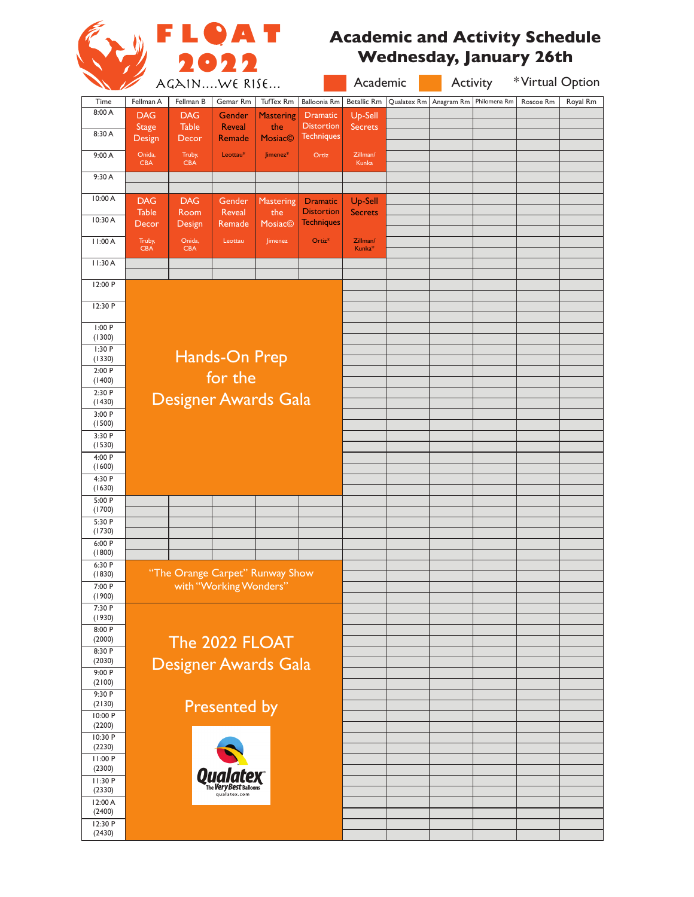# FLOAT 2022

AGAIN....WE RISE...

## Academic and Activity Schedule
## Wednesday, January 26th

Academic | Activity | *Virtual Option

| Time | Fellman A | Fellman B | Gemar Rm | TufTex Rm | Balloonia Rm | Betallic Rm | Qualatex Rm | Anagram Rm | Philomena Rm | Roscoe Rm | Royal Rm |
|---|---|---|---|---|---|---|---|---|---|---|---|
| 8:00 A – 9:30 A | DAG Stage Design (Onida, CBA) | DAG Table Decor (Truby, CBA) | Gender Reveal Remade (Leottau*) | Mastering the Mosiac© (Jimenez*) | Dramatic Distortion Techniques (Ortiz) | Up-Sell Secrets (Zillman/ Kunka) | | | | | |
| 9:30 A | | | | | | | | | | | |
| 10:00 A – 11:30 A | DAG Table Decor (Truby, CBA) | DAG Room Design (Onida, CBA) | Gender Reveal Remade (Leottau) | Mastering the Mosiac© (Jimenez) | Dramatic Distortion Techniques (Ortiz*) | Up-Sell Secrets (Zillman/ Kunka*) | | | | | |
| 11:30 A | | | | | | | | | | | |
| 12:00 P (1200) – 5:00 P (1700) | Hands-On Prep for the Designer Awards Gala | | | | | | | | | | |
| 5:00 P (1700) – 6:30 P (1830) | | | | | | | | | | | |
| 6:30 P (1830) – 7:30 P (1930) | "The Orange Carpet" Runway Show with "Working Wonders" | | | | | | | | | | |
| 7:30 P (1930) – 12:30 P (2430) | The 2022 FLOAT Designer Awards Gala Presented by Qualatex (The Very Best Balloons, qualatex.com) | | | | | | | | | | |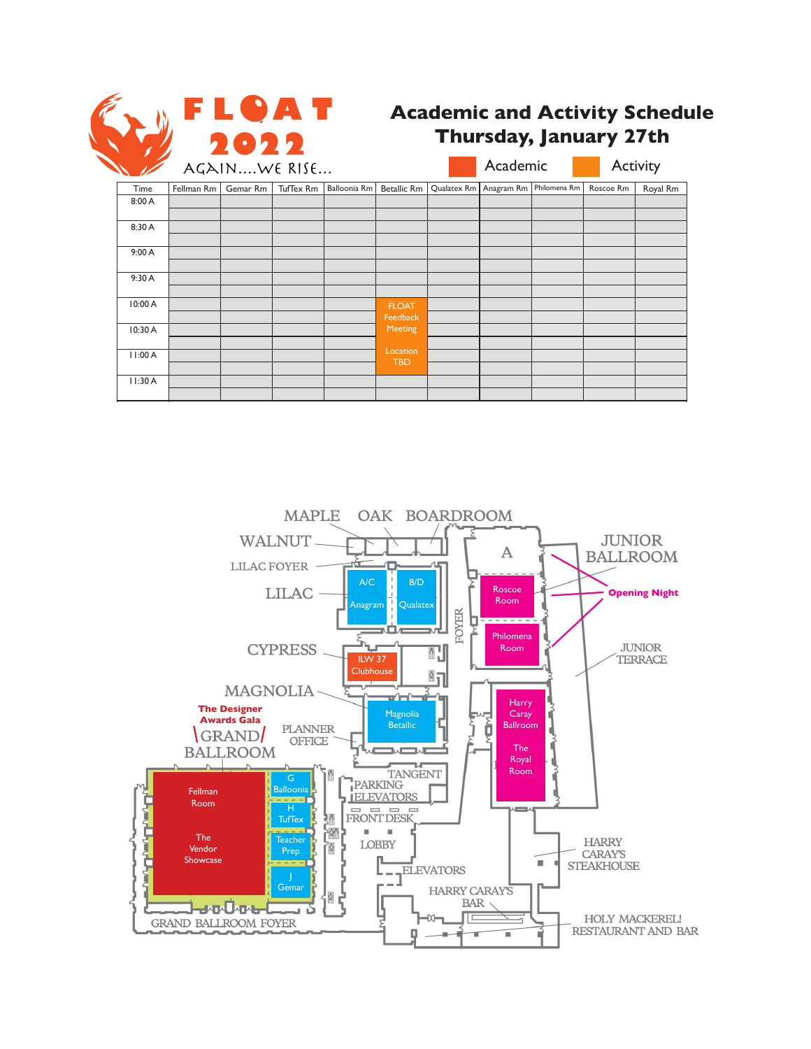# FLOAT 2022

AGAIN....WE RISE...

## Academic and Activity Schedule
## Thursday, January 27th

Academic | Activity

| Time | Fellman Rm | Gemar Rm | TufTex Rm | Balloonia Rm | Betallic Rm | Qualatex Rm | Anagram Rm | Philomena Rm | Roscoe Rm | Royal Rm |
|---|---|---|---|---|---|---|---|---|---|---|
| 8:00 A | | | | | | | | | | |
| 8:30 A | | | | | | | | | | |
| 9:00 A | | | | | | | | | | |
| 9:30 A | | | | | | | | | | |
| 10:00 A | | | | | FLOAT Feedback Meeting | | | | | |
| 10:30 A | | | | | | | | | | |
| 11:00 A | | | | | Location TBD | | | | | |
| 11:30 A | | | | | | | | | | |

MAPLE
OAK
BOARDROOM
WALNUT
LILAC FOYER
LILAC
A/C Anagram
B/D Qualatex
CYPRESS
ILW 37 Clubhouse
MAGNOLIA
Magnolia Betallic
The Designer Awards Gala
GRAND BALLROOM
PLANNER OFFICE
Fellman Room
The Vendor Showcase
G Balloonia
H TufTex
Teacher Prep
J Gemar
GRAND BALLROOM FOYER
TANGENT
PARKING ELEVATORS
FRONT DESK
LOBBY
ELEVATORS
HARRY CARAY'S BAR
FOYER
A
Roscoe Room
Philomena Room
JUNIOR BALLROOM
Opening Night
JUNIOR TERRACE
Harry Caray Ballroom
The Royal Room
HARRY CARAY'S STEAKHOUSE
HOLY MACKEREL! RESTAURANT AND BAR